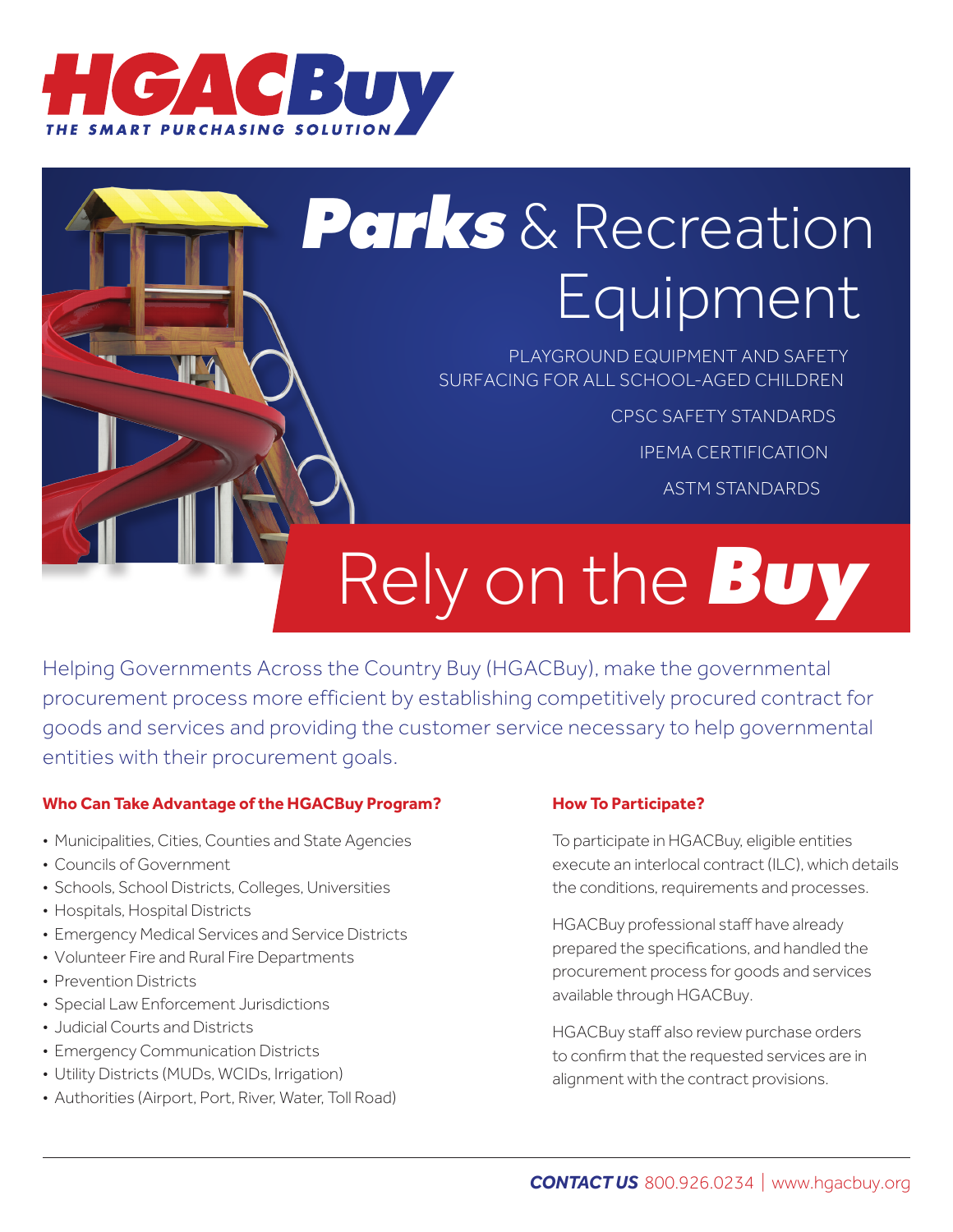# HGACBuy

THE SMART PURCHASING SOLUTION

# *Parks* & Recreation Equipment

PLAYGROUND EQUIPMENT AND SAFETY SURFACING FOR ALL SCHOOL-AGED CHILDREN

CPSC SAFETY STANDARDS

IPEMA CERTIFICATION

ASTM STANDARDS

## Rely on the *Buy*

Helping Governments Across the Country Buy (HGACBuy), make the governmental procurement process more efficient by establishing competitively procured contract for goods and services and providing the customer service necessary to help governmental entities with their procurement goals.

### Who Can Take Advantage of the HGACBuy Program?

- Municipalities, Cities, Counties and State Agencies
- Councils of Government
- Schools, School Districts, Colleges, Universities
- Hospitals, Hospital Districts
- Emergency Medical Services and Service Districts
- Volunteer Fire and Rural Fire Departments
- Prevention Districts
- Special Law Enforcement Jurisdictions
- Judicial Courts and Districts
- Emergency Communication Districts
- Utility Districts (MUDs, WCIDs, Irrigation)
- Authorities (Airport, Port, River, Water, Toll Road)

### How To Participate?

To participate in HGACBuy, eligible entities execute an interlocal contract (ILC), which details the conditions, requirements and processes.

HGACBuy professional staff have already prepared the specifications, and handled the procurement process for goods and services available through HGACBuy.

HGACBuy staff also review purchase orders to confirm that the requested services are in alignment with the contract provisions.

***CONTACT US*** 800.926.0234 | www.hgacbuy.org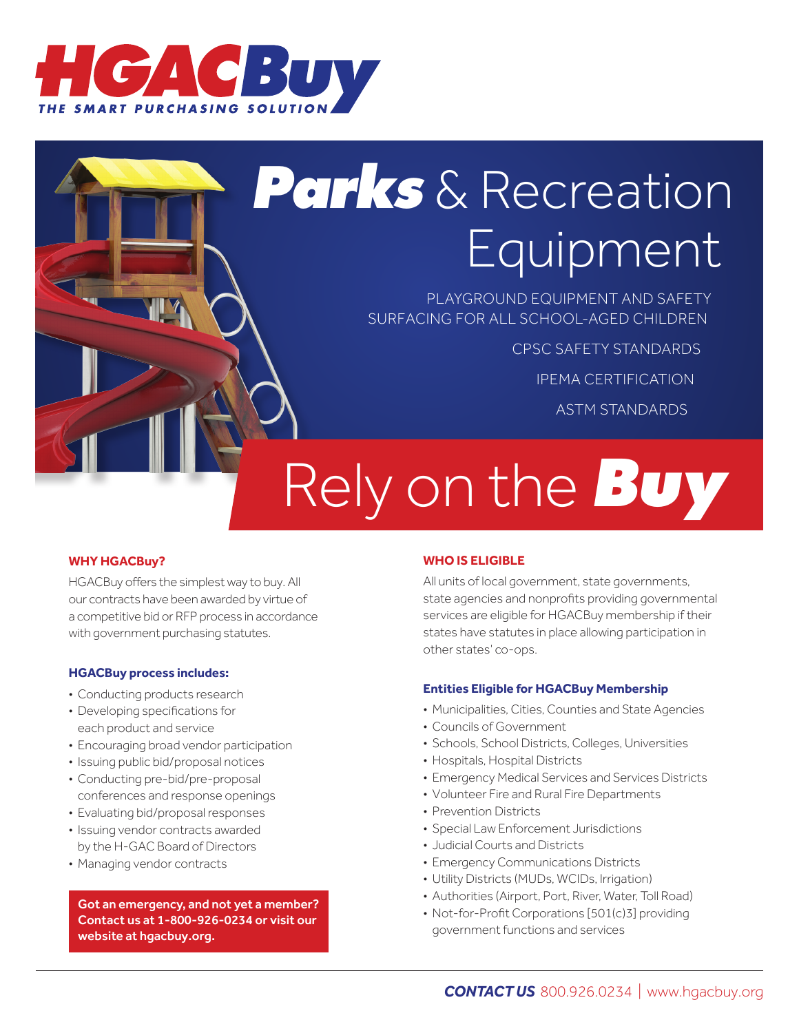# HGACBuy

THE SMART PURCHASING SOLUTION

# *Parks* & Recreation Equipment

PLAYGROUND EQUIPMENT AND SAFETY SURFACING FOR ALL SCHOOL-AGED CHILDREN

CPSC SAFETY STANDARDS

IPEMA CERTIFICATION

ASTM STANDARDS

## Rely on the *Buy*

### WHY HGACBuy?

HGACBuy offers the simplest way to buy. All our contracts have been awarded by virtue of a competitive bid or RFP process in accordance with government purchasing statutes.

### HGACBuy process includes:

- Conducting products research
- Developing specifications for each product and service
- Encouraging broad vendor participation
- Issuing public bid/proposal notices
- Conducting pre-bid/pre-proposal conferences and response openings
- Evaluating bid/proposal responses
- Issuing vendor contracts awarded by the H-GAC Board of Directors
- Managing vendor contracts

**Got an emergency, and not yet a member? Contact us at 1-800-926-0234 or visit our website at hgacbuy.org.**

### WHO IS ELIGIBLE

All units of local government, state governments, state agencies and nonprofits providing governmental services are eligible for HGACBuy membership if their states have statutes in place allowing participation in other states' co-ops.

### Entities Eligible for HGACBuy Membership

- Municipalities, Cities, Counties and State Agencies
- Councils of Government
- Schools, School Districts, Colleges, Universities
- Hospitals, Hospital Districts
- Emergency Medical Services and Services Districts
- Volunteer Fire and Rural Fire Departments
- Prevention Districts
- Special Law Enforcement Jurisdictions
- Judicial Courts and Districts
- Emergency Communications Districts
- Utility Districts (MUDs, WCIDs, Irrigation)
- Authorities (Airport, Port, River, Water, Toll Road)
- Not-for-Profit Corporations [501(c)3] providing government functions and services

***CONTACT US*** 800.926.0234 | www.hgacbuy.org